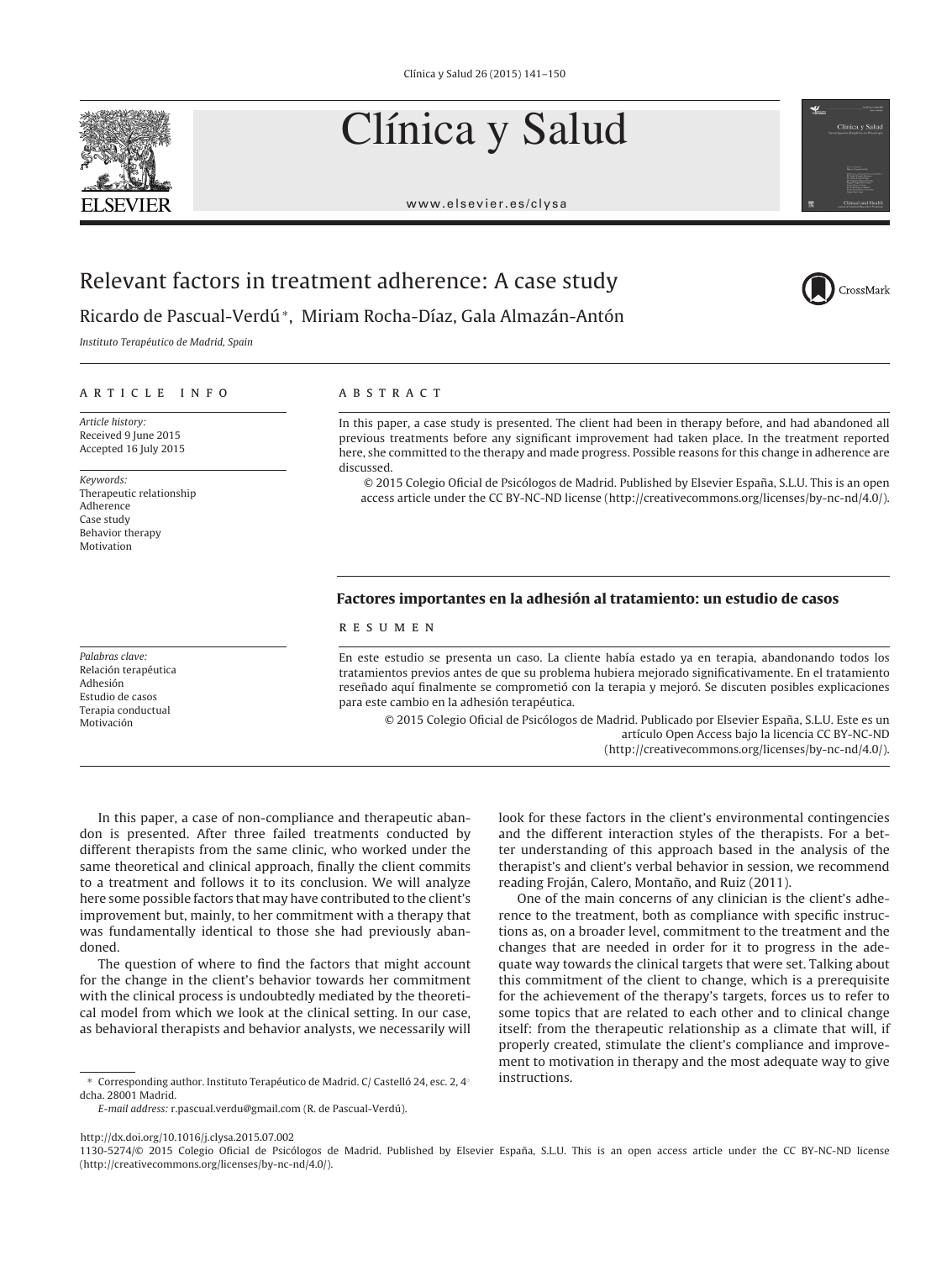# Relevant factors in treatment adherence: A case study

Ricardo de Pascual-Verdú*, Miriam Rocha-Díaz, Gala Almazán-Antón

*Instituto Terapéutico de Madrid, Spain*

## ARTICLE INFO

*Article history:*
Received 9 June 2015
Accepted 16 July 2015

*Keywords:*
Therapeutic relationship
Adherence
Case study
Behavior therapy
Motivation

## ABSTRACT

In this paper, a case study is presented. The client had been in therapy before, and had abandoned all previous treatments before any significant improvement had taken place. In the treatment reported here, she committed to the therapy and made progress. Possible reasons for this change in adherence are discussed.

© 2015 Colegio Oficial de Psicólogos de Madrid. Published by Elsevier España, S.L.U. This is an open access article under the CC BY-NC-ND license (http://creativecommons.org/licenses/by-nc-nd/4.0/).

## Factores importantes en la adhesión al tratamiento: un estudio de casos

*Palabras clave:*
Relación terapéutica
Adhesión
Estudio de casos
Terapia conductual
Motivación

## RESUMEN

En este estudio se presenta un caso. La cliente había estado ya en terapia, abandonando todos los tratamientos previos antes de que su problema hubiera mejorado significativamente. En el tratamiento reseñado aquí finalmente se comprometió con la terapia y mejoró. Se discuten posibles explicaciones para este cambio en la adhesión terapéutica.

© 2015 Colegio Oficial de Psicólogos de Madrid. Publicado por Elsevier España, S.L.U. Este es un artículo Open Access bajo la licencia CC BY-NC-ND (http://creativecommons.org/licenses/by-nc-nd/4.0/).

In this paper, a case of non-compliance and therapeutic abandon is presented. After three failed treatments conducted by different therapists from the same clinic, who worked under the same theoretical and clinical approach, finally the client commits to a treatment and follows it to its conclusion. We will analyze here some possible factors that may have contributed to the client's improvement but, mainly, to her commitment with a therapy that was fundamentally identical to those she had previously abandoned.

The question of where to find the factors that might account for the change in the client's behavior towards her commitment with the clinical process is undoubtedly mediated by the theoretical model from which we look at the clinical setting. In our case, as behavioral therapists and behavior analysts, we necessarily will look for these factors in the client's environmental contingencies and the different interaction styles of the therapists. For a better understanding of this approach based in the analysis of the therapist's and client's verbal behavior in session, we recommend reading Froján, Calero, Montaño, and Ruiz (2011).

One of the main concerns of any clinician is the client's adherence to the treatment, both as compliance with specific instructions as, on a broader level, commitment to the treatment and the changes that are needed in order for it to progress in the adequate way towards the clinical targets that were set. Talking about this commitment of the client to change, which is a prerequisite for the achievement of the therapy's targets, forces us to refer to some topics that are related to each other and to clinical change itself: from the therapeutic relationship as a climate that will, if properly created, stimulate the client's compliance and improvement to motivation in therapy and the most adequate way to give instructions.

\* Corresponding author. Instituto Terapéutico de Madrid. C/ Castelló 24, esc. 2, 4° dcha. 28001 Madrid.
*E-mail address:* r.pascual.verdu@gmail.com (R. de Pascual-Verdú).

http://dx.doi.org/10.1016/j.clysa.2015.07.002
1130-5274/© 2015 Colegio Oficial de Psicólogos de Madrid. Published by Elsevier España, S.L.U. This is an open access article under the CC BY-NC-ND license (http://creativecommons.org/licenses/by-nc-nd/4.0/).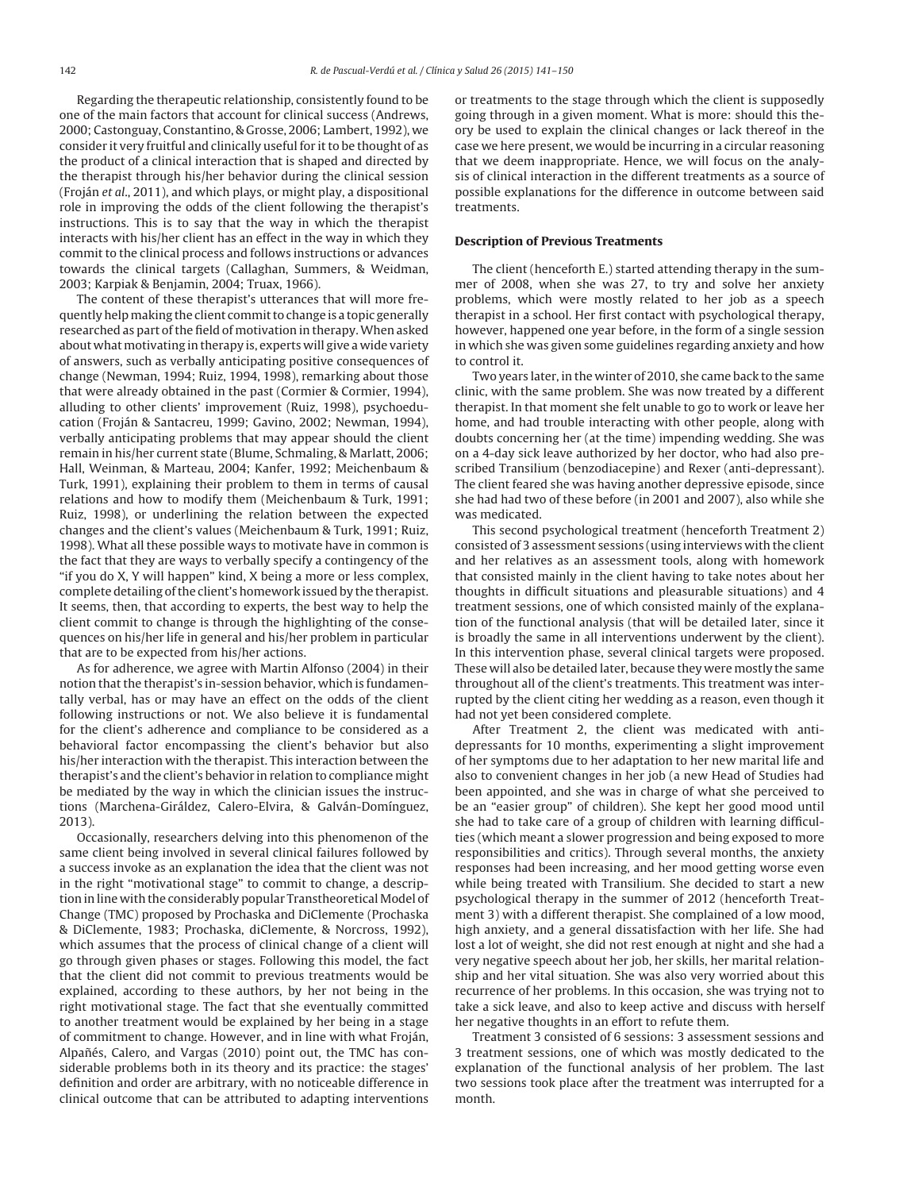Regarding the therapeutic relationship, consistently found to be one of the main factors that account for clinical success (Andrews, 2000; Castonguay, Constantino, & Grosse, 2006; Lambert, 1992), we consider it very fruitful and clinically useful for it to be thought of as the product of a clinical interaction that is shaped and directed by the therapist through his/her behavior during the clinical session (Froján *et al*., 2011), and which plays, or might play, a dispositional role in improving the odds of the client following the therapist's instructions. This is to say that the way in which the therapist interacts with his/her client has an effect in the way in which they commit to the clinical process and follows instructions or advances towards the clinical targets (Callaghan, Summers, & Weidman, 2003; Karpiak & Benjamin, 2004; Truax, 1966).

The content of these therapist's utterances that will more frequently help making the client commit to change is a topic generally researched as part of the field of motivation in therapy. When asked about what motivating in therapy is, experts will give a wide variety of answers, such as verbally anticipating positive consequences of change (Newman, 1994; Ruiz, 1994, 1998), remarking about those that were already obtained in the past (Cormier & Cormier, 1994), alluding to other clients' improvement (Ruiz, 1998), psychoeducation (Froján & Santacreu, 1999; Gavino, 2002; Newman, 1994), verbally anticipating problems that may appear should the client remain in his/her current state (Blume, Schmaling, & Marlatt, 2006; Hall, Weinman, & Marteau, 2004; Kanfer, 1992; Meichenbaum & Turk, 1991), explaining their problem to them in terms of causal relations and how to modify them (Meichenbaum & Turk, 1991; Ruiz, 1998), or underlining the relation between the expected changes and the client's values (Meichenbaum & Turk, 1991; Ruiz, 1998). What all these possible ways to motivate have in common is the fact that they are ways to verbally specify a contingency of the "if you do X, Y will happen" kind, X being a more or less complex, complete detailing of the client's homework issued by the therapist. It seems, then, that according to experts, the best way to help the client commit to change is through the highlighting of the consequences on his/her life in general and his/her problem in particular that are to be expected from his/her actions.

As for adherence, we agree with Martin Alfonso (2004) in their notion that the therapist's in-session behavior, which is fundamentally verbal, has or may have an effect on the odds of the client following instructions or not. We also believe it is fundamental for the client's adherence and compliance to be considered as a behavioral factor encompassing the client's behavior but also his/her interaction with the therapist. This interaction between the therapist's and the client's behavior in relation to compliance might be mediated by the way in which the clinician issues the instructions (Marchena-Giráldez, Calero-Elvira, & Galván-Domínguez, 2013).

Occasionally, researchers delving into this phenomenon of the same client being involved in several clinical failures followed by a success invoke as an explanation the idea that the client was not in the right "motivational stage" to commit to change, a description in line with the considerably popular Transtheoretical Model of Change (TMC) proposed by Prochaska and DiClemente (Prochaska & DiClemente, 1983; Prochaska, diClemente, & Norcross, 1992), which assumes that the process of clinical change of a client will go through given phases or stages. Following this model, the fact that the client did not commit to previous treatments would be explained, according to these authors, by her not being in the right motivational stage. The fact that she eventually committed to another treatment would be explained by her being in a stage of commitment to change. However, and in line with what Froján, Alpañés, Calero, and Vargas (2010) point out, the TMC has considerable problems both in its theory and its practice: the stages' definition and order are arbitrary, with no noticeable difference in clinical outcome that can be attributed to adapting interventions or treatments to the stage through which the client is supposedly going through in a given moment. What is more: should this theory be used to explain the clinical changes or lack thereof in the case we here present, we would be incurring in a circular reasoning that we deem inappropriate. Hence, we will focus on the analysis of clinical interaction in the different treatments as a source of possible explanations for the difference in outcome between said treatments.

### Description of Previous Treatments

The client (henceforth E.) started attending therapy in the summer of 2008, when she was 27, to try and solve her anxiety problems, which were mostly related to her job as a speech therapist in a school. Her first contact with psychological therapy, however, happened one year before, in the form of a single session in which she was given some guidelines regarding anxiety and how to control it.

Two years later, in the winter of 2010, she came back to the same clinic, with the same problem. She was now treated by a different therapist. In that moment she felt unable to go to work or leave her home, and had trouble interacting with other people, along with doubts concerning her (at the time) impending wedding. She was on a 4-day sick leave authorized by her doctor, who had also prescribed Transilium (benzodiacepine) and Rexer (anti-depressant). The client feared she was having another depressive episode, since she had had two of these before (in 2001 and 2007), also while she was medicated.

This second psychological treatment (henceforth Treatment 2) consisted of 3 assessment sessions (using interviews with the client and her relatives as an assessment tools, along with homework that consisted mainly in the client having to take notes about her thoughts in difficult situations and pleasurable situations) and 4 treatment sessions, one of which consisted mainly of the explanation of the functional analysis (that will be detailed later, since it is broadly the same in all interventions underwent by the client). In this intervention phase, several clinical targets were proposed. These will also be detailed later, because they were mostly the same throughout all of the client's treatments. This treatment was interrupted by the client citing her wedding as a reason, even though it had not yet been considered complete.

After Treatment 2, the client was medicated with antidepressants for 10 months, experimenting a slight improvement of her symptoms due to her adaptation to her new marital life and also to convenient changes in her job (a new Head of Studies had been appointed, and she was in charge of what she perceived to be an "easier group" of children). She kept her good mood until she had to take care of a group of children with learning difficulties (which meant a slower progression and being exposed to more responsibilities and critics). Through several months, the anxiety responses had been increasing, and her mood getting worse even while being treated with Transilium. She decided to start a new psychological therapy in the summer of 2012 (henceforth Treatment 3) with a different therapist. She complained of a low mood, high anxiety, and a general dissatisfaction with her life. She had lost a lot of weight, she did not rest enough at night and she had a very negative speech about her job, her skills, her marital relationship and her vital situation. She was also very worried about this recurrence of her problems. In this occasion, she was trying not to take a sick leave, and also to keep active and discuss with herself her negative thoughts in an effort to refute them.

Treatment 3 consisted of 6 sessions: 3 assessment sessions and 3 treatment sessions, one of which was mostly dedicated to the explanation of the functional analysis of her problem. The last two sessions took place after the treatment was interrupted for a month.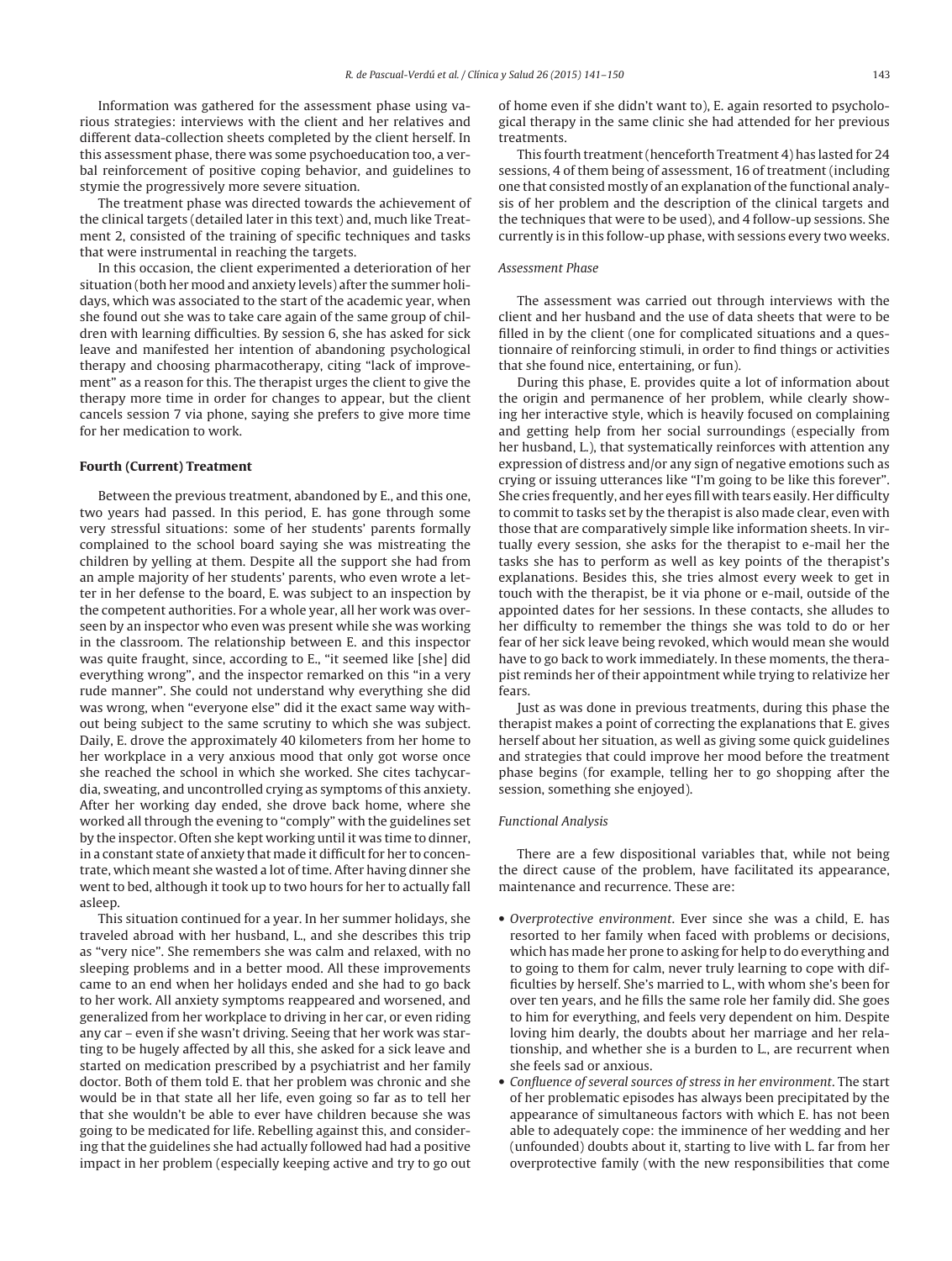Information was gathered for the assessment phase using various strategies: interviews with the client and her relatives and different data-collection sheets completed by the client herself. In this assessment phase, there was some psychoeducation too, a verbal reinforcement of positive coping behavior, and guidelines to stymie the progressively more severe situation.

The treatment phase was directed towards the achievement of the clinical targets (detailed later in this text) and, much like Treatment 2, consisted of the training of specific techniques and tasks that were instrumental in reaching the targets.

In this occasion, the client experimented a deterioration of her situation (both her mood and anxiety levels) after the summer holidays, which was associated to the start of the academic year, when she found out she was to take care again of the same group of children with learning difficulties. By session 6, she has asked for sick leave and manifested her intention of abandoning psychological therapy and choosing pharmacotherapy, citing "lack of improvement" as a reason for this. The therapist urges the client to give the therapy more time in order for changes to appear, but the client cancels session 7 via phone, saying she prefers to give more time for her medication to work.

## Fourth (Current) Treatment

Between the previous treatment, abandoned by E., and this one, two years had passed. In this period, E. has gone through some very stressful situations: some of her students' parents formally complained to the school board saying she was mistreating the children by yelling at them. Despite all the support she had from an ample majority of her students' parents, who even wrote a letter in her defense to the board, E. was subject to an inspection by the competent authorities. For a whole year, all her work was overseen by an inspector who even was present while she was working in the classroom. The relationship between E. and this inspector was quite fraught, since, according to E., "it seemed like [she] did everything wrong", and the inspector remarked on this "in a very rude manner". She could not understand why everything she did was wrong, when "everyone else" did it the exact same way without being subject to the same scrutiny to which she was subject. Daily, E. drove the approximately 40 kilometers from her home to her workplace in a very anxious mood that only got worse once she reached the school in which she worked. She cites tachycardia, sweating, and uncontrolled crying as symptoms of this anxiety. After her working day ended, she drove back home, where she worked all through the evening to "comply" with the guidelines set by the inspector. Often she kept working until it was time to dinner, in a constant state of anxiety that made it difficult for her to concentrate, which meant she wasted a lot of time. After having dinner she went to bed, although it took up to two hours for her to actually fall asleep.

This situation continued for a year. In her summer holidays, she traveled abroad with her husband, L., and she describes this trip as "very nice". She remembers she was calm and relaxed, with no sleeping problems and in a better mood. All these improvements came to an end when her holidays ended and she had to go back to her work. All anxiety symptoms reappeared and worsened, and generalized from her workplace to driving in her car, or even riding any car – even if she wasn't driving. Seeing that her work was starting to be hugely affected by all this, she asked for a sick leave and started on medication prescribed by a psychiatrist and her family doctor. Both of them told E. that her problem was chronic and she would be in that state all her life, even going so far as to tell her that she wouldn't be able to ever have children because she was going to be medicated for life. Rebelling against this, and considering that the guidelines she had actually followed had had a positive impact in her problem (especially keeping active and try to go out of home even if she didn't want to), E. again resorted to psychological therapy in the same clinic she had attended for her previous treatments.

This fourth treatment (henceforth Treatment 4) has lasted for 24 sessions, 4 of them being of assessment, 16 of treatment (including one that consisted mostly of an explanation of the functional analysis of her problem and the description of the clinical targets and the techniques that were to be used), and 4 follow-up sessions. She currently is in this follow-up phase, with sessions every two weeks.

### *Assessment Phase*

The assessment was carried out through interviews with the client and her husband and the use of data sheets that were to be filled in by the client (one for complicated situations and a questionnaire of reinforcing stimuli, in order to find things or activities that she found nice, entertaining, or fun).

During this phase, E. provides quite a lot of information about the origin and permanence of her problem, while clearly showing her interactive style, which is heavily focused on complaining and getting help from her social surroundings (especially from her husband, L.), that systematically reinforces with attention any expression of distress and/or any sign of negative emotions such as crying or issuing utterances like "I'm going to be like this forever". She cries frequently, and her eyes fill with tears easily. Her difficulty to commit to tasks set by the therapist is also made clear, even with those that are comparatively simple like information sheets. In virtually every session, she asks for the therapist to e-mail her the tasks she has to perform as well as key points of the therapist's explanations. Besides this, she tries almost every week to get in touch with the therapist, be it via phone or e-mail, outside of the appointed dates for her sessions. In these contacts, she alludes to her difficulty to remember the things she was told to do or her fear of her sick leave being revoked, which would mean she would have to go back to work immediately. In these moments, the therapist reminds her of their appointment while trying to relativize her fears.

Just as was done in previous treatments, during this phase the therapist makes a point of correcting the explanations that E. gives herself about her situation, as well as giving some quick guidelines and strategies that could improve her mood before the treatment phase begins (for example, telling her to go shopping after the session, something she enjoyed).

### *Functional Analysis*

There are a few dispositional variables that, while not being the direct cause of the problem, have facilitated its appearance, maintenance and recurrence. These are:

- *Overprotective environment*. Ever since she was a child, E. has resorted to her family when faced with problems or decisions, which has made her prone to asking for help to do everything and to going to them for calm, never truly learning to cope with difficulties by herself. She's married to L., with whom she's been for over ten years, and he fills the same role her family did. She goes to him for everything, and feels very dependent on him. Despite loving him dearly, the doubts about her marriage and her relationship, and whether she is a burden to L., are recurrent when she feels sad or anxious.
- *Confluence of several sources of stress in her environment*. The start of her problematic episodes has always been precipitated by the appearance of simultaneous factors with which E. has not been able to adequately cope: the imminence of her wedding and her (unfounded) doubts about it, starting to live with L. far from her overprotective family (with the new responsibilities that come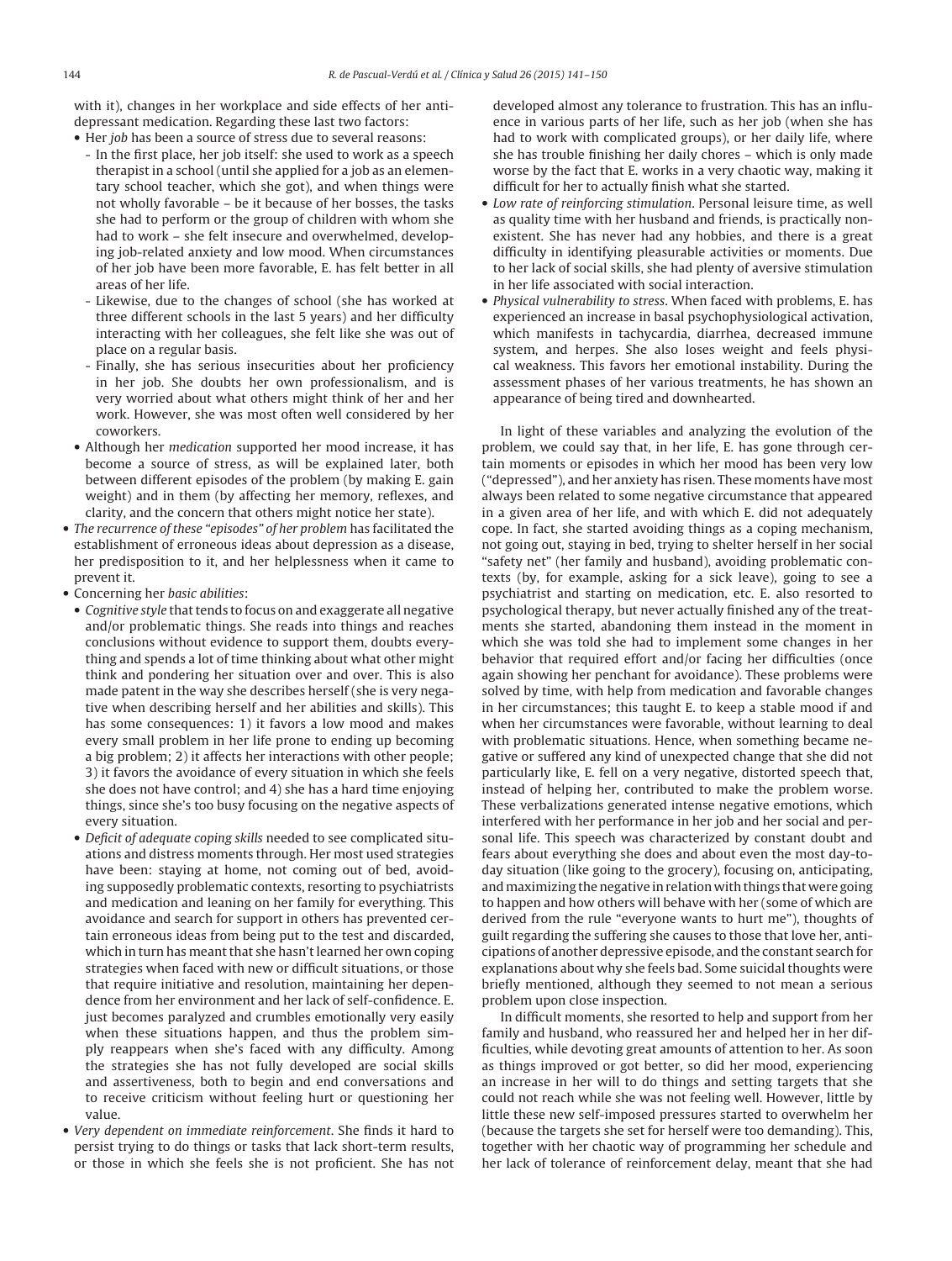with it), changes in her workplace and side effects of her antidepressant medication. Regarding these last two factors:

- Her *job* has been a source of stress due to several reasons:
  - In the first place, her job itself: she used to work as a speech therapist in a school (until she applied for a job as an elementary school teacher, which she got), and when things were not wholly favorable – be it because of her bosses, the tasks she had to perform or the group of children with whom she had to work – she felt insecure and overwhelmed, developing job-related anxiety and low mood. When circumstances of her job have been more favorable, E. has felt better in all areas of her life.
  - Likewise, due to the changes of school (she has worked at three different schools in the last 5 years) and her difficulty interacting with her colleagues, she felt like she was out of place on a regular basis.
  - Finally, she has serious insecurities about her proficiency in her job. She doubts her own professionalism, and is very worried about what others might think of her and her work. However, she was most often well considered by her coworkers.
- Although her *medication* supported her mood increase, it has become a source of stress, as will be explained later, both between different episodes of the problem (by making E. gain weight) and in them (by affecting her memory, reflexes, and clarity, and the concern that others might notice her state).

- *The recurrence of these "episodes" of her problem* has facilitated the establishment of erroneous ideas about depression as a disease, her predisposition to it, and her helplessness when it came to prevent it.
- Concerning her *basic abilities*:
  - *Cognitive style* that tends to focus on and exaggerate all negative and/or problematic things. She reads into things and reaches conclusions without evidence to support them, doubts everything and spends a lot of time thinking about what other might think and pondering her situation over and over. This is also made patent in the way she describes herself (she is very negative when describing herself and her abilities and skills). This has some consequences: 1) it favors a low mood and makes every small problem in her life prone to ending up becoming a big problem; 2) it affects her interactions with other people; 3) it favors the avoidance of every situation in which she feels she does not have control; and 4) she has a hard time enjoying things, since she's too busy focusing on the negative aspects of every situation.
  - *Deficit of adequate coping skills* needed to see complicated situations and distress moments through. Her most used strategies have been: staying at home, not coming out of bed, avoiding supposedly problematic contexts, resorting to psychiatrists and medication and leaning on her family for everything. This avoidance and search for support in others has prevented certain erroneous ideas from being put to the test and discarded, which in turn has meant that she hasn't learned her own coping strategies when faced with new or difficult situations, or those that require initiative and resolution, maintaining her dependence from her environment and her lack of self-confidence. E. just becomes paralyzed and crumbles emotionally very easily when these situations happen, and thus the problem simply reappears when she's faced with any difficulty. Among the strategies she has not fully developed are social skills and assertiveness, both to begin and end conversations and to receive criticism without feeling hurt or questioning her value.
- *Very dependent on immediate reinforcement*. She finds it hard to persist trying to do things or tasks that lack short-term results, or those in which she feels she is not proficient. She has not developed almost any tolerance to frustration. This has an influence in various parts of her life, such as her job (when she has had to work with complicated groups), or her daily life, where she has trouble finishing her daily chores – which is only made worse by the fact that E. works in a very chaotic way, making it difficult for her to actually finish what she started.
- *Low rate of reinforcing stimulation*. Personal leisure time, as well as quality time with her husband and friends, is practically nonexistent. She has never had any hobbies, and there is a great difficulty in identifying pleasurable activities or moments. Due to her lack of social skills, she had plenty of aversive stimulation in her life associated with social interaction.
- *Physical vulnerability to stress*. When faced with problems, E. has experienced an increase in basal psychophysiological activation, which manifests in tachycardia, diarrhea, decreased immune system, and herpes. She also loses weight and feels physical weakness. This favors her emotional instability. During the assessment phases of her various treatments, he has shown an appearance of being tired and downhearted.

In light of these variables and analyzing the evolution of the problem, we could say that, in her life, E. has gone through certain moments or episodes in which her mood has been very low ("depressed"), and her anxiety has risen. These moments have most always been related to some negative circumstance that appeared in a given area of her life, and with which E. did not adequately cope. In fact, she started avoiding things as a coping mechanism, not going out, staying in bed, trying to shelter herself in her social "safety net" (her family and husband), avoiding problematic contexts (by, for example, asking for a sick leave), going to see a psychiatrist and starting on medication, etc. E. also resorted to psychological therapy, but never actually finished any of the treatments she started, abandoning them instead in the moment in which she was told she had to implement some changes in her behavior that required effort and/or facing her difficulties (once again showing her penchant for avoidance). These problems were solved by time, with help from medication and favorable changes in her circumstances; this taught E. to keep a stable mood if and when her circumstances were favorable, without learning to deal with problematic situations. Hence, when something became negative or suffered any kind of unexpected change that she did not particularly like, E. fell on a very negative, distorted speech that, instead of helping her, contributed to make the problem worse. These verbalizations generated intense negative emotions, which interfered with her performance in her job and her social and personal life. This speech was characterized by constant doubt and fears about everything she does and about even the most day-to-day situation (like going to the grocery), focusing on, anticipating, and maximizing the negative in relation with things that were going to happen and how others will behave with her (some of which are derived from the rule "everyone wants to hurt me"), thoughts of guilt regarding the suffering she causes to those that love her, anticipations of another depressive episode, and the constant search for explanations about why she feels bad. Some suicidal thoughts were briefly mentioned, although they seemed to not mean a serious problem upon close inspection.

In difficult moments, she resorted to help and support from her family and husband, who reassured her and helped her in her difficulties, while devoting great amounts of attention to her. As soon as things improved or got better, so did her mood, experiencing an increase in her will to do things and setting targets that she could not reach while she was not feeling well. However, little by little these new self-imposed pressures started to overwhelm her (because the targets she set for herself were too demanding). This, together with her chaotic way of programming her schedule and her lack of tolerance of reinforcement delay, meant that she had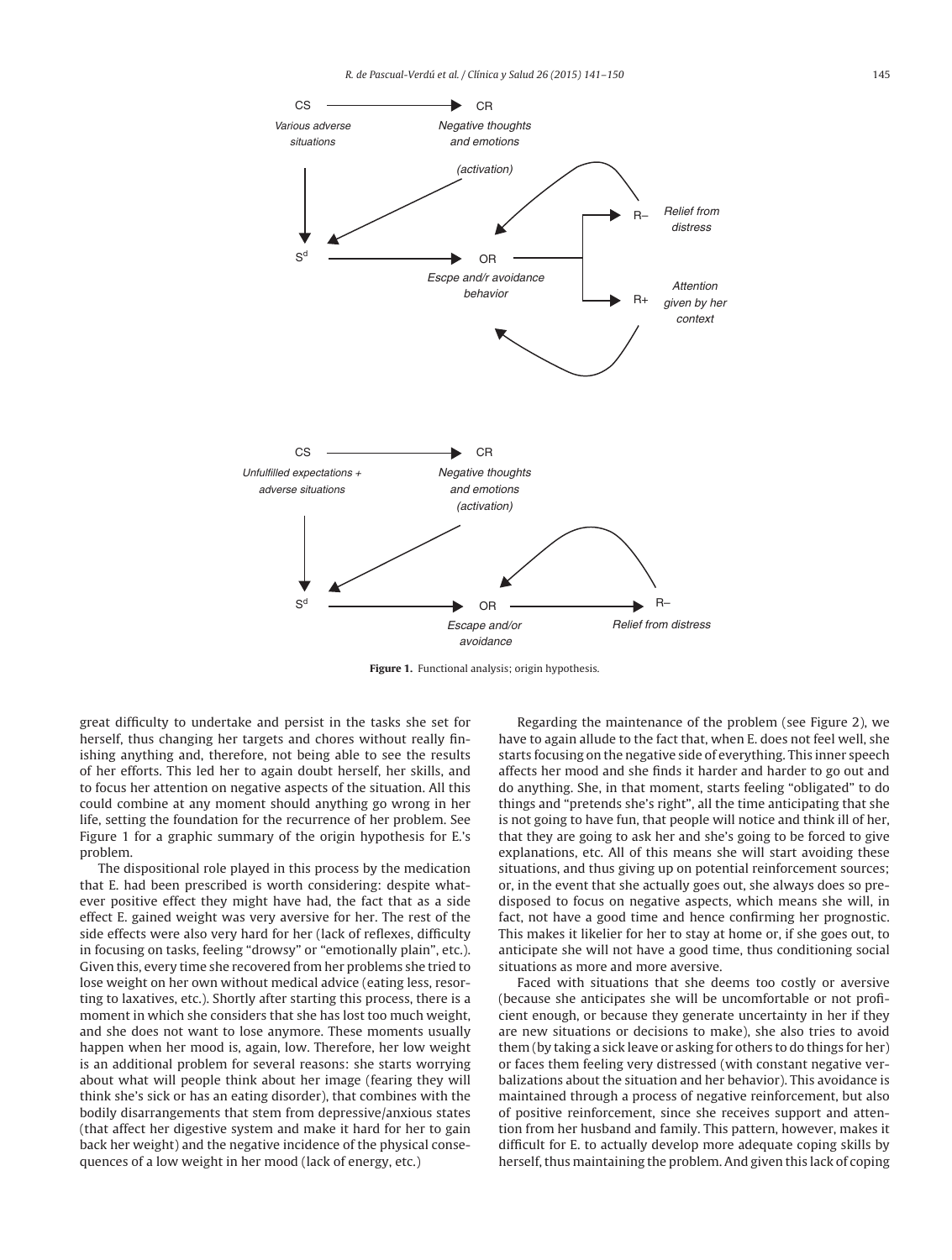CS → CR

*Various adverse situations*

*Negative thoughts and emotions*

*(activation)*

$S^d$ → OR

*Escpe and/r avoidance behavior*

R– *Relief from distress*

R+ *Attention given by her context*

CS → CR

*Unfulfilled expectations + adverse situations*

*Negative thoughts and emotions (activation)*

$S^d$ → OR → R–

*Escape and/or avoidance*

*Relief from distress*

**Figure 1.** Functional analysis; origin hypothesis.

great difficulty to undertake and persist in the tasks she set for herself, thus changing her targets and chores without really finishing anything and, therefore, not being able to see the results of her efforts. This led her to again doubt herself, her skills, and to focus her attention on negative aspects of the situation. All this could combine at any moment should anything go wrong in her life, setting the foundation for the recurrence of her problem. See Figure 1 for a graphic summary of the origin hypothesis for E.'s problem.

The dispositional role played in this process by the medication that E. had been prescribed is worth considering: despite whatever positive effect they might have had, the fact that as a side effect E. gained weight was very aversive for her. The rest of the side effects were also very hard for her (lack of reflexes, difficulty in focusing on tasks, feeling "drowsy" or "emotionally plain", etc.). Given this, every time she recovered from her problems she tried to lose weight on her own without medical advice (eating less, resorting to laxatives, etc.). Shortly after starting this process, there is a moment in which she considers that she has lost too much weight, and she does not want to lose anymore. These moments usually happen when her mood is, again, low. Therefore, her low weight is an additional problem for several reasons: she starts worrying about what will people think about her image (fearing they will think she's sick or has an eating disorder), that combines with the bodily disarrangements that stem from depressive/anxious states (that affect her digestive system and make it hard for her to gain back her weight) and the negative incidence of the physical consequences of a low weight in her mood (lack of energy, etc.)

Regarding the maintenance of the problem (see Figure 2), we have to again allude to the fact that, when E. does not feel well, she starts focusing on the negative side of everything. This inner speech affects her mood and she finds it harder and harder to go out and do anything. She, in that moment, starts feeling "obligated" to do things and "pretends she's right", all the time anticipating that she is not going to have fun, that people will notice and think ill of her, that they are going to ask her and she's going to be forced to give explanations, etc. All of this means she will start avoiding these situations, and thus giving up on potential reinforcement sources; or, in the event that she actually goes out, she always does so predisposed to focus on negative aspects, which means she will, in fact, not have a good time and hence confirming her prognostic. This makes it likelier for her to stay at home or, if she goes out, to anticipate she will not have a good time, thus conditioning social situations as more and more aversive.

Faced with situations that she deems too costly or aversive (because she anticipates she will be uncomfortable or not proficient enough, or because they generate uncertainty in her if they are new situations or decisions to make), she also tries to avoid them (by taking a sick leave or asking for others to do things for her) or faces them feeling very distressed (with constant negative verbalizations about the situation and her behavior). This avoidance is maintained through a process of negative reinforcement, but also of positive reinforcement, since she receives support and attention from her husband and family. This pattern, however, makes it difficult for E. to actually develop more adequate coping skills by herself, thus maintaining the problem. And given this lack of coping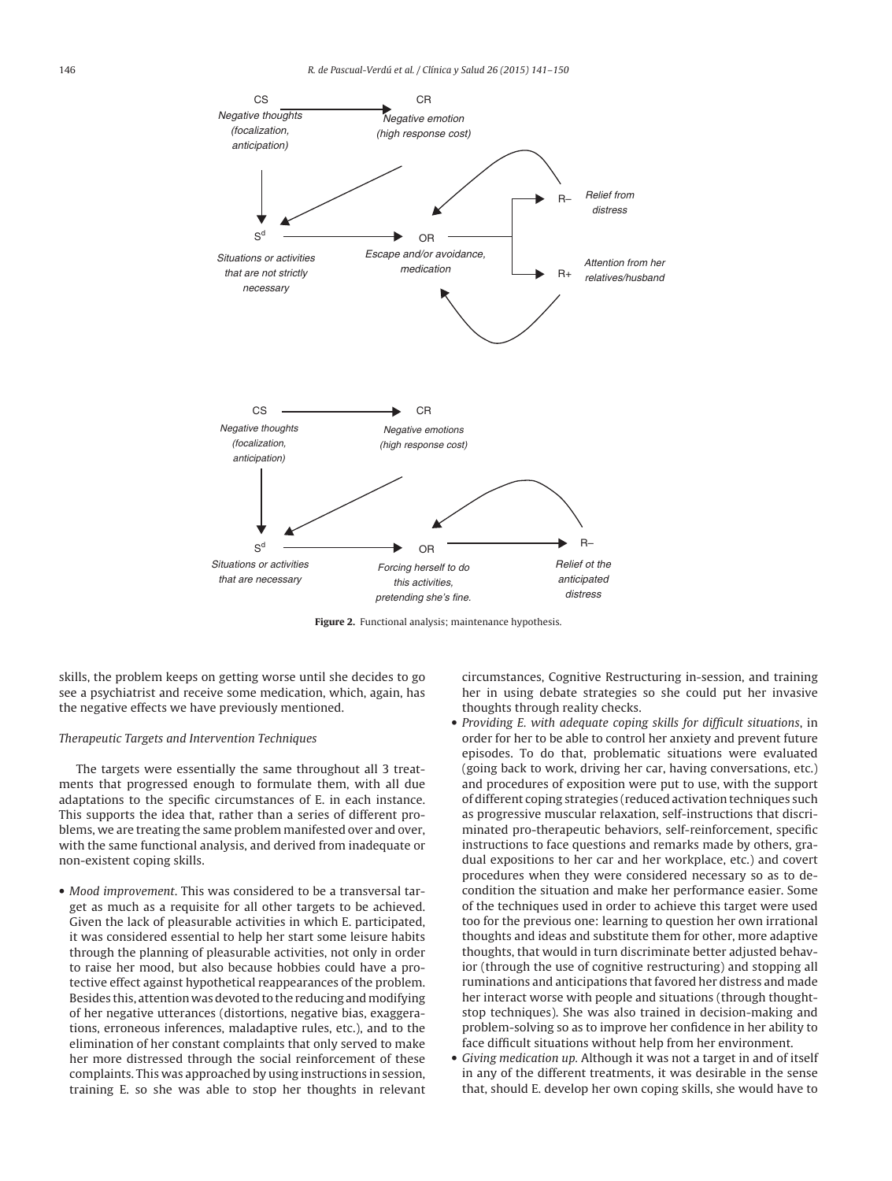CS

Negative thoughts (focalization, anticipation)

CR

Negative emotion (high response cost)

$S^d$

Situations or activities that are not strictly necessary

OR

Escape and/or avoidance, medication

R–

Relief from distress

R+

Attention from her relatives/husband

CS

Negative thoughts (focalization, anticipation)

CR

Negative emotions (high response cost)

$S^d$

Situations or activities that are necessary

OR

Forcing herself to do this activities, pretending she's fine.

R–

Relief ot the anticipated distress

**Figure 2.** Functional analysis; maintenance hypothesis.

skills, the problem keeps on getting worse until she decides to go see a psychiatrist and receive some medication, which, again, has the negative effects we have previously mentioned.

*Therapeutic Targets and Intervention Techniques*

The targets were essentially the same throughout all 3 treatments that progressed enough to formulate them, with all due adaptations to the specific circumstances of E. in each instance. This supports the idea that, rather than a series of different problems, we are treating the same problem manifested over and over, with the same functional analysis, and derived from inadequate or non-existent coping skills.

- *Mood improvement*. This was considered to be a transversal target as much as a requisite for all other targets to be achieved. Given the lack of pleasurable activities in which E. participated, it was considered essential to help her start some leisure habits through the planning of pleasurable activities, not only in order to raise her mood, but also because hobbies could have a protective effect against hypothetical reappearances of the problem. Besides this, attention was devoted to the reducing and modifying of her negative utterances (distortions, negative bias, exaggerations, erroneous inferences, maladaptive rules, etc.), and to the elimination of her constant complaints that only served to make her more distressed through the social reinforcement of these complaints. This was approached by using instructions in session, training E. so she was able to stop her thoughts in relevant circumstances, Cognitive Restructuring in-session, and training her in using debate strategies so she could put her invasive thoughts through reality checks.
- *Providing E. with adequate coping skills for difficult situations*, in order for her to be able to control her anxiety and prevent future episodes. To do that, problematic situations were evaluated (going back to work, driving her car, having conversations, etc.) and procedures of exposition were put to use, with the support of different coping strategies (reduced activation techniques such as progressive muscular relaxation, self-instructions that discriminated pro-therapeutic behaviors, self-reinforcement, specific instructions to face questions and remarks made by others, gradual expositions to her car and her workplace, etc.) and covert procedures when they were considered necessary so as to decondition the situation and make her performance easier. Some of the techniques used in order to achieve this target were used too for the previous one: learning to question her own irrational thoughts and ideas and substitute them for other, more adaptive thoughts, that would in turn discriminate better adjusted behavior (through the use of cognitive restructuring) and stopping all ruminations and anticipations that favored her distress and made her interact worse with people and situations (through thought-stop techniques). She was also trained in decision-making and problem-solving so as to improve her confidence in her ability to face difficult situations without help from her environment.
- *Giving medication up*. Although it was not a target in and of itself in any of the different treatments, it was desirable in the sense that, should E. develop her own coping skills, she would have to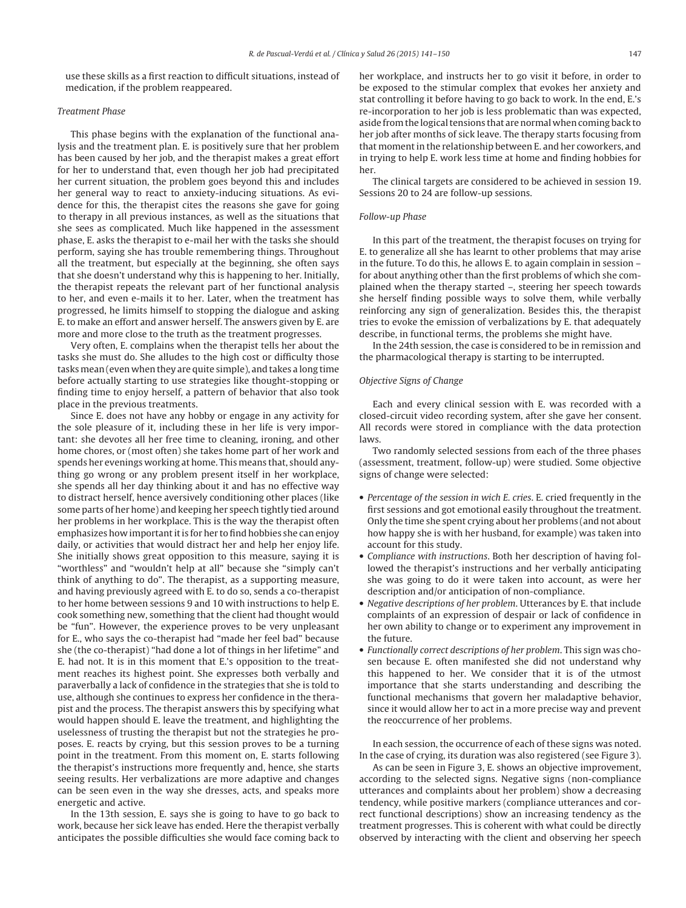use these skills as a first reaction to difficult situations, instead of medication, if the problem reappeared.

*Treatment Phase*

This phase begins with the explanation of the functional analysis and the treatment plan. E. is positively sure that her problem has been caused by her job, and the therapist makes a great effort for her to understand that, even though her job had precipitated her current situation, the problem goes beyond this and includes her general way to react to anxiety-inducing situations. As evidence for this, the therapist cites the reasons she gave for going to therapy in all previous instances, as well as the situations that she sees as complicated. Much like happened in the assessment phase, E. asks the therapist to e-mail her with the tasks she should perform, saying she has trouble remembering things. Throughout all the treatment, but especially at the beginning, she often says that she doesn't understand why this is happening to her. Initially, the therapist repeats the relevant part of her functional analysis to her, and even e-mails it to her. Later, when the treatment has progressed, he limits himself to stopping the dialogue and asking E. to make an effort and answer herself. The answers given by E. are more and more close to the truth as the treatment progresses.

Very often, E. complains when the therapist tells her about the tasks she must do. She alludes to the high cost or difficulty those tasks mean (even when they are quite simple), and takes a long time before actually starting to use strategies like thought-stopping or finding time to enjoy herself, a pattern of behavior that also took place in the previous treatments.

Since E. does not have any hobby or engage in any activity for the sole pleasure of it, including these in her life is very important: she devotes all her free time to cleaning, ironing, and other home chores, or (most often) she takes home part of her work and spends her evenings working at home. This means that, should anything go wrong or any problem present itself in her workplace, she spends all her day thinking about it and has no effective way to distract herself, hence aversively conditioning other places (like some parts of her home) and keeping her speech tightly tied around her problems in her workplace. This is the way the therapist often emphasizes how important it is for her to find hobbies she can enjoy daily, or activities that would distract her and help her enjoy life. She initially shows great opposition to this measure, saying it is "worthless" and "wouldn't help at all" because she "simply can't think of anything to do". The therapist, as a supporting measure, and having previously agreed with E. to do so, sends a co-therapist to her home between sessions 9 and 10 with instructions to help E. cook something new, something that the client had thought would be "fun". However, the experience proves to be very unpleasant for E., who says the co-therapist had "made her feel bad" because she (the co-therapist) "had done a lot of things in her lifetime" and E. had not. It is in this moment that E.'s opposition to the treatment reaches its highest point. She expresses both verbally and paraverbally a lack of confidence in the strategies that she is told to use, although she continues to express her confidence in the therapist and the process. The therapist answers this by specifying what would happen should E. leave the treatment, and highlighting the uselessness of trusting the therapist but not the strategies he proposes. E. reacts by crying, but this session proves to be a turning point in the treatment. From this moment on, E. starts following the therapist's instructions more frequently and, hence, she starts seeing results. Her verbalizations are more adaptive and changes can be seen even in the way she dresses, acts, and speaks more energetic and active.

In the 13th session, E. says she is going to have to go back to work, because her sick leave has ended. Here the therapist verbally anticipates the possible difficulties she would face coming back to her workplace, and instructs her to go visit it before, in order to be exposed to the stimular complex that evokes her anxiety and stat controlling it before having to go back to work. In the end, E.'s re-incorporation to her job is less problematic than was expected, aside from the logical tensions that are normal when coming back to her job after months of sick leave. The therapy starts focusing from that moment in the relationship between E. and her coworkers, and in trying to help E. work less time at home and finding hobbies for her.

The clinical targets are considered to be achieved in session 19. Sessions 20 to 24 are follow-up sessions.

*Follow-up Phase*

In this part of the treatment, the therapist focuses on trying for E. to generalize all she has learnt to other problems that may arise in the future. To do this, he allows E. to again complain in session – for about anything other than the first problems of which she complained when the therapy started –, steering her speech towards she herself finding possible ways to solve them, while verbally reinforcing any sign of generalization. Besides this, the therapist tries to evoke the emission of verbalizations by E. that adequately describe, in functional terms, the problems she might have.

In the 24th session, the case is considered to be in remission and the pharmacological therapy is starting to be interrupted.

*Objective Signs of Change*

Each and every clinical session with E. was recorded with a closed-circuit video recording system, after she gave her consent. All records were stored in compliance with the data protection laws.

Two randomly selected sessions from each of the three phases (assessment, treatment, follow-up) were studied. Some objective signs of change were selected:

- *Percentage of the session in wich E. cries*. E. cried frequently in the first sessions and got emotional easily throughout the treatment. Only the time she spent crying about her problems (and not about how happy she is with her husband, for example) was taken into account for this study.
- *Compliance with instructions*. Both her description of having followed the therapist's instructions and her verbally anticipating she was going to do it were taken into account, as were her description and/or anticipation of non-compliance.
- *Negative descriptions of her problem*. Utterances by E. that include complaints of an expression of despair or lack of confidence in her own ability to change or to experiment any improvement in the future.
- *Functionally correct descriptions of her problem*. This sign was chosen because E. often manifested she did not understand why this happened to her. We consider that it is of the utmost importance that she starts understanding and describing the functional mechanisms that govern her maladaptive behavior, since it would allow her to act in a more precise way and prevent the reoccurrence of her problems.

In each session, the occurrence of each of these signs was noted. In the case of crying, its duration was also registered (see Figure 3).

As can be seen in Figure 3, E. shows an objective improvement, according to the selected signs. Negative signs (non-compliance utterances and complaints about her problem) show a decreasing tendency, while positive markers (compliance utterances and correct functional descriptions) show an increasing tendency as the treatment progresses. This is coherent with what could be directly observed by interacting with the client and observing her speech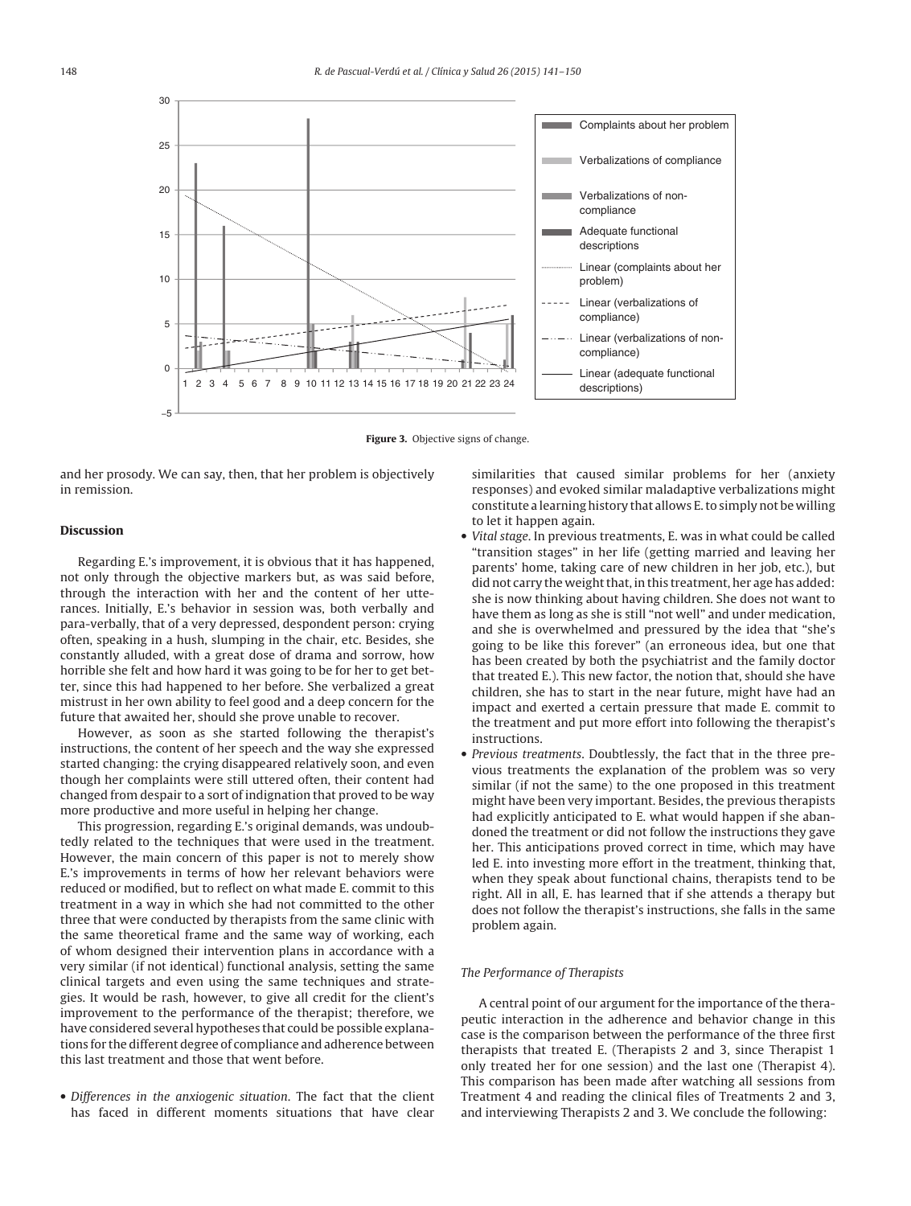30

25

20

15

10

5

0

−5

1 2 3 4 5 6 7 8 9 10 11 12 13 14 15 16 17 18 19 20 21 22 23 24

Complaints about her problem

Verbalizations of compliance

Verbalizations of non-compliance

Adequate functional descriptions

Linear (complaints about her problem)

Linear (verbalizations of compliance)

Linear (verbalizations of non-compliance)

Linear (adequate functional descriptions)

**Figure 3.** Objective signs of change.

and her prosody. We can say, then, that her problem is objectively in remission.

## Discussion

Regarding E.'s improvement, it is obvious that it has happened, not only through the objective markers but, as was said before, through the interaction with her and the content of her utterances. Initially, E.'s behavior in session was, both verbally and para-verbally, that of a very depressed, despondent person: crying often, speaking in a hush, slumping in the chair, etc. Besides, she constantly alluded, with a great dose of drama and sorrow, how horrible she felt and how hard it was going to be for her to get better, since this had happened to her before. She verbalized a great mistrust in her own ability to feel good and a deep concern for the future that awaited her, should she prove unable to recover.

However, as soon as she started following the therapist's instructions, the content of her speech and the way she expressed started changing: the crying disappeared relatively soon, and even though her complaints were still uttered often, their content had changed from despair to a sort of indignation that proved to be way more productive and more useful in helping her change.

This progression, regarding E.'s original demands, was undoubtedly related to the techniques that were used in the treatment. However, the main concern of this paper is not to merely show E.'s improvements in terms of how her relevant behaviors were reduced or modified, but to reflect on what made E. commit to this treatment in a way in which she had not committed to the other three that were conducted by therapists from the same clinic with the same theoretical frame and the same way of working, each of whom designed their intervention plans in accordance with a very similar (if not identical) functional analysis, setting the same clinical targets and even using the same techniques and strategies. It would be rash, however, to give all credit for the client's improvement to the performance of the therapist; therefore, we have considered several hypotheses that could be possible explanations for the different degree of compliance and adherence between this last treatment and those that went before.

- *Differences in the anxiogenic situation*. The fact that the client has faced in different moments situations that have clear similarities that caused similar problems for her (anxiety responses) and evoked similar maladaptive verbalizations might constitute a learning history that allows E. to simply not be willing to let it happen again.
- *Vital stage*. In previous treatments, E. was in what could be called "transition stages" in her life (getting married and leaving her parents' home, taking care of new children in her job, etc.), but did not carry the weight that, in this treatment, her age has added: she is now thinking about having children. She does not want to have them as long as she is still "not well" and under medication, and she is overwhelmed and pressured by the idea that "she's going to be like this forever" (an erroneous idea, but one that has been created by both the psychiatrist and the family doctor that treated E.). This new factor, the notion that, should she have children, she has to start in the near future, might have had an impact and exerted a certain pressure that made E. commit to the treatment and put more effort into following the therapist's instructions.
- *Previous treatments*. Doubtlessly, the fact that in the three previous treatments the explanation of the problem was so very similar (if not the same) to the one proposed in this treatment might have been very important. Besides, the previous therapists had explicitly anticipated to E. what would happen if she abandoned the treatment or did not follow the instructions they gave her. This anticipations proved correct in time, which may have led E. into investing more effort in the treatment, thinking that, when they speak about functional chains, therapists tend to be right. All in all, E. has learned that if she attends a therapy but does not follow the therapist's instructions, she falls in the same problem again.

### *The Performance of Therapists*

A central point of our argument for the importance of the therapeutic interaction in the adherence and behavior change in this case is the comparison between the performance of the three first therapists that treated E. (Therapists 2 and 3, since Therapist 1 only treated her for one session) and the last one (Therapist 4). This comparison has been made after watching all sessions from Treatment 4 and reading the clinical files of Treatments 2 and 3, and interviewing Therapists 2 and 3. We conclude the following: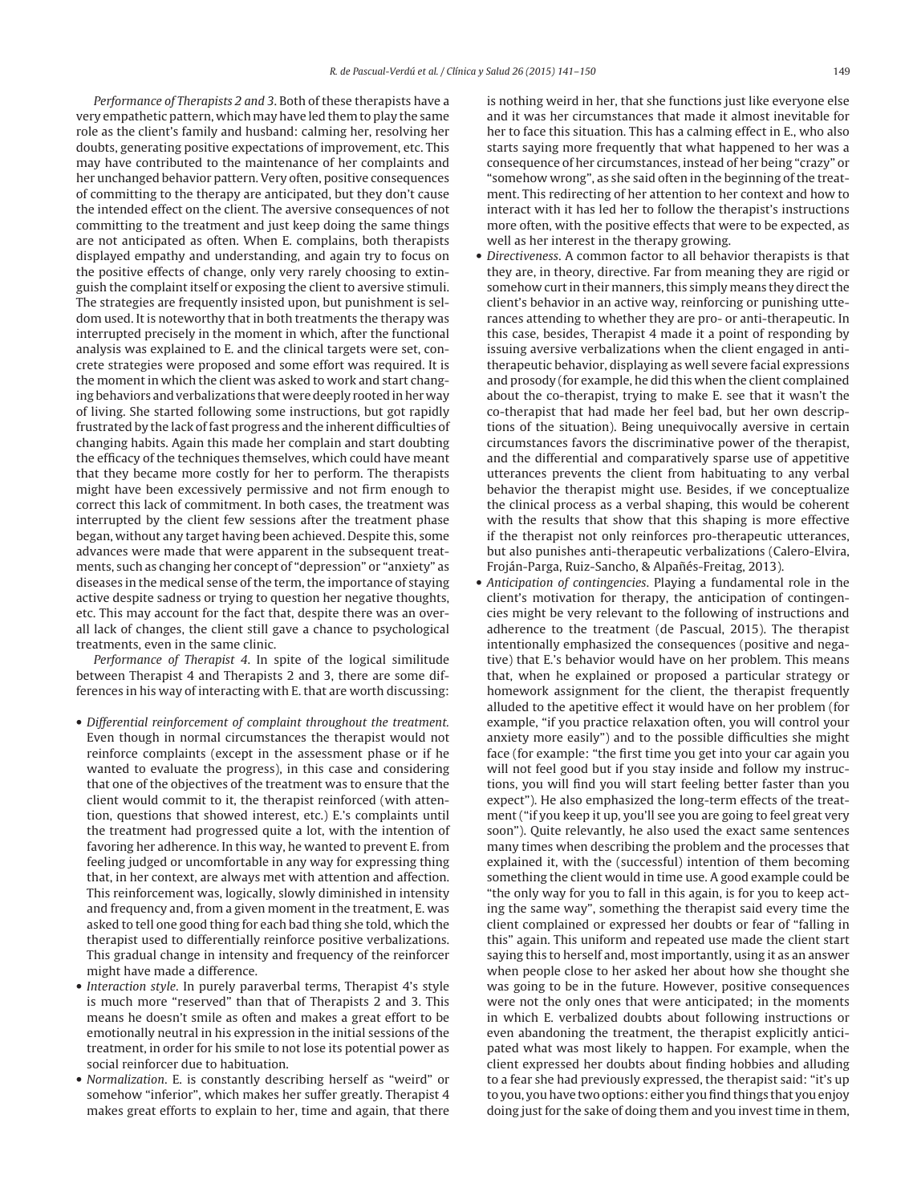*Performance of Therapists 2 and 3*. Both of these therapists have a very empathetic pattern, which may have led them to play the same role as the client's family and husband: calming her, resolving her doubts, generating positive expectations of improvement, etc. This may have contributed to the maintenance of her complaints and her unchanged behavior pattern. Very often, positive consequences of committing to the therapy are anticipated, but they don't cause the intended effect on the client. The aversive consequences of not committing to the treatment and just keep doing the same things are not anticipated as often. When E. complains, both therapists displayed empathy and understanding, and again try to focus on the positive effects of change, only very rarely choosing to extinguish the complaint itself or exposing the client to aversive stimuli. The strategies are frequently insisted upon, but punishment is seldom used. It is noteworthy that in both treatments the therapy was interrupted precisely in the moment in which, after the functional analysis was explained to E. and the clinical targets were set, concrete strategies were proposed and some effort was required. It is the moment in which the client was asked to work and start changing behaviors and verbalizations that were deeply rooted in her way of living. She started following some instructions, but got rapidly frustrated by the lack of fast progress and the inherent difficulties of changing habits. Again this made her complain and start doubting the efficacy of the techniques themselves, which could have meant that they became more costly for her to perform. The therapists might have been excessively permissive and not firm enough to correct this lack of commitment. In both cases, the treatment was interrupted by the client few sessions after the treatment phase began, without any target having been achieved. Despite this, some advances were made that were apparent in the subsequent treatments, such as changing her concept of "depression" or "anxiety" as diseases in the medical sense of the term, the importance of staying active despite sadness or trying to question her negative thoughts, etc. This may account for the fact that, despite there was an overall lack of changes, the client still gave a chance to psychological treatments, even in the same clinic.

*Performance of Therapist 4*. In spite of the logical similitude between Therapist 4 and Therapists 2 and 3, there are some differences in his way of interacting with E. that are worth discussing:

- *Differential reinforcement of complaint throughout the treatment.* Even though in normal circumstances the therapist would not reinforce complaints (except in the assessment phase or if he wanted to evaluate the progress), in this case and considering that one of the objectives of the treatment was to ensure that the client would commit to it, the therapist reinforced (with attention, questions that showed interest, etc.) E.'s complaints until the treatment had progressed quite a lot, with the intention of favoring her adherence. In this way, he wanted to prevent E. from feeling judged or uncomfortable in any way for expressing thing that, in her context, are always met with attention and affection. This reinforcement was, logically, slowly diminished in intensity and frequency and, from a given moment in the treatment, E. was asked to tell one good thing for each bad thing she told, which the therapist used to differentially reinforce positive verbalizations. This gradual change in intensity and frequency of the reinforcer might have made a difference.
- *Interaction style*. In purely paraverbal terms, Therapist 4's style is much more "reserved" than that of Therapists 2 and 3. This means he doesn't smile as often and makes a great effort to be emotionally neutral in his expression in the initial sessions of the treatment, in order for his smile to not lose its potential power as social reinforcer due to habituation.
- *Normalization*. E. is constantly describing herself as "weird" or somehow "inferior", which makes her suffer greatly. Therapist 4 makes great efforts to explain to her, time and again, that there is nothing weird in her, that she functions just like everyone else and it was her circumstances that made it almost inevitable for her to face this situation. This has a calming effect in E., who also starts saying more frequently that what happened to her was a consequence of her circumstances, instead of her being "crazy" or "somehow wrong", as she said often in the beginning of the treatment. This redirecting of her attention to her context and how to interact with it has led her to follow the therapist's instructions more often, with the positive effects that were to be expected, as well as her interest in the therapy growing.
- *Directiveness*. A common factor to all behavior therapists is that they are, in theory, directive. Far from meaning they are rigid or somehow curt in their manners, this simply means they direct the client's behavior in an active way, reinforcing or punishing utterances attending to whether they are pro- or anti-therapeutic. In this case, besides, Therapist 4 made it a point of responding by issuing aversive verbalizations when the client engaged in anti-therapeutic behavior, displaying as well severe facial expressions and prosody (for example, he did this when the client complained about the co-therapist, trying to make E. see that it wasn't the co-therapist that had made her feel bad, but her own descriptions of the situation). Being unequivocally aversive in certain circumstances favors the discriminative power of the therapist, and the differential and comparatively sparse use of appetitive utterances prevents the client from habituating to any verbal behavior the therapist might use. Besides, if we conceptualize the clinical process as a verbal shaping, this would be coherent with the results that show that this shaping is more effective if the therapist not only reinforces pro-therapeutic utterances, but also punishes anti-therapeutic verbalizations (Calero-Elvira, Froján-Parga, Ruiz-Sancho, & Alpañés-Freitag, 2013).
- *Anticipation of contingencies*. Playing a fundamental role in the client's motivation for therapy, the anticipation of contingencies might be very relevant to the following of instructions and adherence to the treatment (de Pascual, 2015). The therapist intentionally emphasized the consequences (positive and negative) that E.'s behavior would have on her problem. This means that, when he explained or proposed a particular strategy or homework assignment for the client, the therapist frequently alluded to the apetitive effect it would have on her problem (for example, "if you practice relaxation often, you will control your anxiety more easily") and to the possible difficulties she might face (for example: "the first time you get into your car again you will not feel good but if you stay inside and follow my instructions, you will find you will start feeling better faster than you expect"). He also emphasized the long-term effects of the treatment ("if you keep it up, you'll see you are going to feel great very soon"). Quite relevantly, he also used the exact same sentences many times when describing the problem and the processes that explained it, with the (successful) intention of them becoming something the client would in time use. A good example could be "the only way for you to fall in this again, is for you to keep acting the same way", something the therapist said every time the client complained or expressed her doubts or fear of "falling in this" again. This uniform and repeated use made the client start saying this to herself and, most importantly, using it as an answer when people close to her asked her about how she thought she was going to be in the future. However, positive consequences were not the only ones that were anticipated; in the moments in which E. verbalized doubts about following instructions or even abandoning the treatment, the therapist explicitly anticipated what was most likely to happen. For example, when the client expressed her doubts about finding hobbies and alluding to a fear she had previously expressed, the therapist said: "it's up to you, you have two options: either you find things that you enjoy doing just for the sake of doing them and you invest time in them,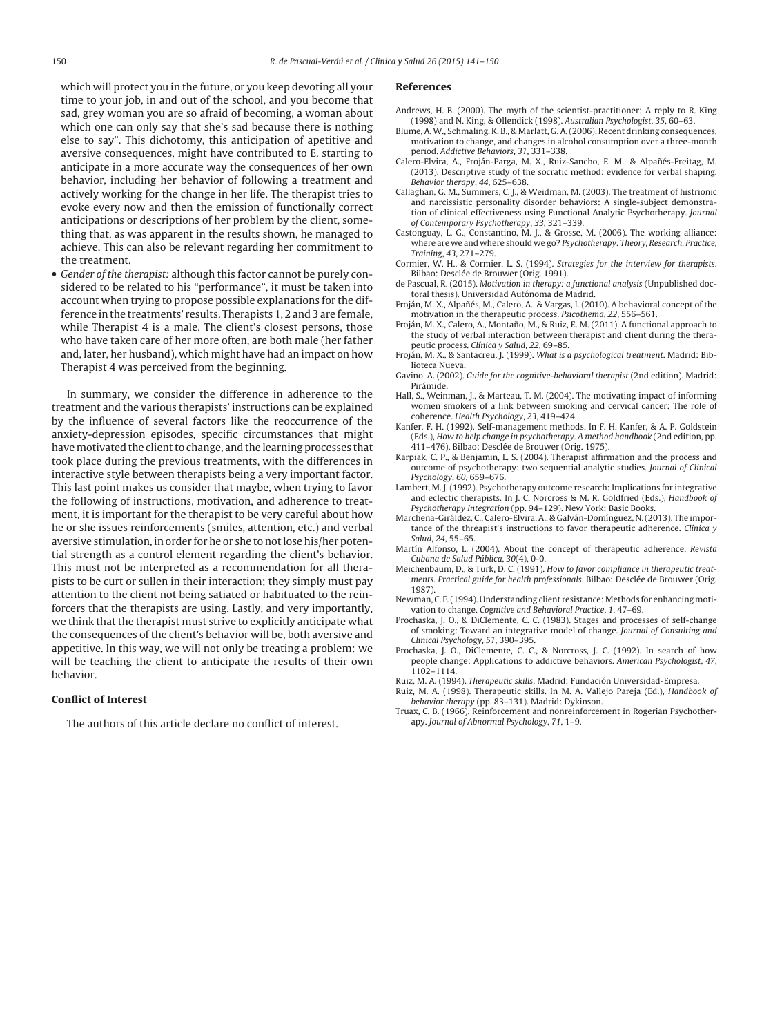which will protect you in the future, or you keep devoting all your time to your job, in and out of the school, and you become that sad, grey woman you are so afraid of becoming, a woman about which one can only say that she's sad because there is nothing else to say". This dichotomy, this anticipation of apetitive and aversive consequences, might have contributed to E. starting to anticipate in a more accurate way the consequences of her own behavior, including her behavior of following a treatment and actively working for the change in her life. The therapist tries to evoke every now and then the emission of functionally correct anticipations or descriptions of her problem by the client, something that, as was apparent in the results shown, he managed to achieve. This can also be relevant regarding her commitment to the treatment.

- *Gender of the therapist:* although this factor cannot be purely considered to be related to his "performance", it must be taken into account when trying to propose possible explanations for the difference in the treatments' results. Therapists 1, 2 and 3 are female, while Therapist 4 is a male. The client's closest persons, those who have taken care of her more often, are both male (her father and, later, her husband), which might have had an impact on how Therapist 4 was perceived from the beginning.

In summary, we consider the difference in adherence to the treatment and the various therapists' instructions can be explained by the influence of several factors like the reoccurrence of the anxiety-depression episodes, specific circumstances that might have motivated the client to change, and the learning processes that took place during the previous treatments, with the differences in interactive style between therapists being a very important factor. This last point makes us consider that maybe, when trying to favor the following of instructions, motivation, and adherence to treatment, it is important for the therapist to be very careful about how he or she issues reinforcements (smiles, attention, etc.) and verbal aversive stimulation, in order for he or she to not lose his/her potential strength as a control element regarding the client's behavior. This must not be interpreted as a recommendation for all therapists to be curt or sullen in their interaction; they simply must pay attention to the client not being satiated or habituated to the reinforcers that the therapists are using. Lastly, and very importantly, we think that the therapist must strive to explicitly anticipate what the consequences of the client's behavior will be, both aversive and appetitive. In this way, we will not only be treating a problem: we will be teaching the client to anticipate the results of their own behavior.

## Conflict of Interest

The authors of this article declare no conflict of interest.

## References

Andrews, H. B. (2000). The myth of the scientist-practitioner: A reply to R. King (1998) and N. King, & Ollendick (1998). *Australian Psychologist*, *35*, 60–63.

Blume, A. W., Schmaling, K. B., & Marlatt, G. A. (2006). Recent drinking consequences, motivation to change, and changes in alcohol consumption over a three-month period. *Addictive Behaviors*, *31*, 331–338.

Calero-Elvira, A., Froján-Parga, M. X., Ruiz-Sancho, E. M., & Alpañés-Freitag, M. (2013). Descriptive study of the socratic method: evidence for verbal shaping. *Behavior therapy*, *44*, 625–638.

Callaghan, G. M., Summers, C. J., & Weidman, M. (2003). The treatment of histrionic and narcissistic personality disorder behaviors: A single-subject demonstration of clinical effectiveness using Functional Analytic Psychotherapy. *Journal of Contemporary Psychotherapy*, *33*, 321–339.

Castonguay, L. G., Constantino, M. J., & Grosse, M. (2006). The working alliance: where are we and where should we go? *Psychotherapy: Theory, Research, Practice, Training*, *43*, 271–279.

Cormier, W. H., & Cormier, L. S. (1994). *Strategies for the interview for therapists*. Bilbao: Desclée de Brouwer (Orig. 1991).

de Pascual, R. (2015). *Motivation in therapy: a functional analysis* (Unpublished doctoral thesis). Universidad Autónoma de Madrid.

Froján, M. X., Alpañés, M., Calero, A., & Vargas, I. (2010). A behavioral concept of the motivation in the therapeutic process. *Psicothema*, *22*, 556–561.

Froján, M. X., Calero, A., Montaño, M., & Ruiz, E. M. (2011). A functional approach to the study of verbal interaction between therapist and client during the therapeutic process. *Clínica y Salud*, *22*, 69–85.

Froján, M. X., & Santacreu, J. (1999). *What is a psychological treatment*. Madrid: Biblioteca Nueva.

Gavino, A. (2002). *Guide for the cognitive-behavioral therapist* (2nd edition). Madrid: Pirámide.

Hall, S., Weinman, J., & Marteau, T. M. (2004). The motivating impact of informing women smokers of a link between smoking and cervical cancer: The role of coherence. *Health Psychology*, *23*, 419–424.

Kanfer, F. H. (1992). Self-management methods. In F. H. Kanfer, & A. P. Goldstein (Eds.), *How to help change in psychotherapy. A method handbook* (2nd edition, pp. 411–476). Bilbao: Desclée de Brouwer (Orig. 1975).

Karpiak, C. P., & Benjamin, L. S. (2004). Therapist affirmation and the process and outcome of psychotherapy: two sequential analytic studies. *Journal of Clinical Psychology*, *60*, 659–676.

Lambert, M. J. (1992). Psychotherapy outcome research: Implications for integrative and eclectic therapists. In J. C. Norcross & M. R. Goldfried (Eds.), *Handbook of Psychotherapy Integration* (pp. 94–129). New York: Basic Books.

Marchena-Giráldez, C., Calero-Elvira, A., & Galván-Domínguez, N. (2013). The importance of the threapist's instructions to favor therapeutic adherence. *Clínica y Salud*, *24*, 55–65.

Martín Alfonso, L. (2004). About the concept of therapeutic adherence. *Revista Cubana de Salud Pública*, *30*(4), 0-0.

Meichenbaum, D., & Turk, D. C. (1991). *How to favor compliance in therapeutic treatments. Practical guide for health professionals*. Bilbao: Desclée de Brouwer (Orig. 1987).

Newman, C. F. (1994). Understanding client resistance: Methods for enhancing motivation to change. *Cognitive and Behavioral Practice*, *1*, 47–69.

Prochaska, J. O., & DiClemente, C. C. (1983). Stages and processes of self-change of smoking: Toward an integrative model of change. *Journal of Consulting and Clinical Psychology*, *51*, 390–395.

Prochaska, J. O., DiClemente, C. C., & Norcross, J. C. (1992). In search of how people change: Applications to addictive behaviors. *American Psychologist*, *47*, 1102–1114.

Ruiz, M. A. (1994). *Therapeutic skills*. Madrid: Fundación Universidad-Empresa.

Ruiz, M. A. (1998). Therapeutic skills. In M. A. Vallejo Pareja (Ed.), *Handbook of behavior therapy* (pp. 83–131). Madrid: Dykinson.

Truax, C. B. (1966). Reinforcement and nonreinforcement in Rogerian Psychotherapy. *Journal of Abnormal Psychology*, *71*, 1–9.